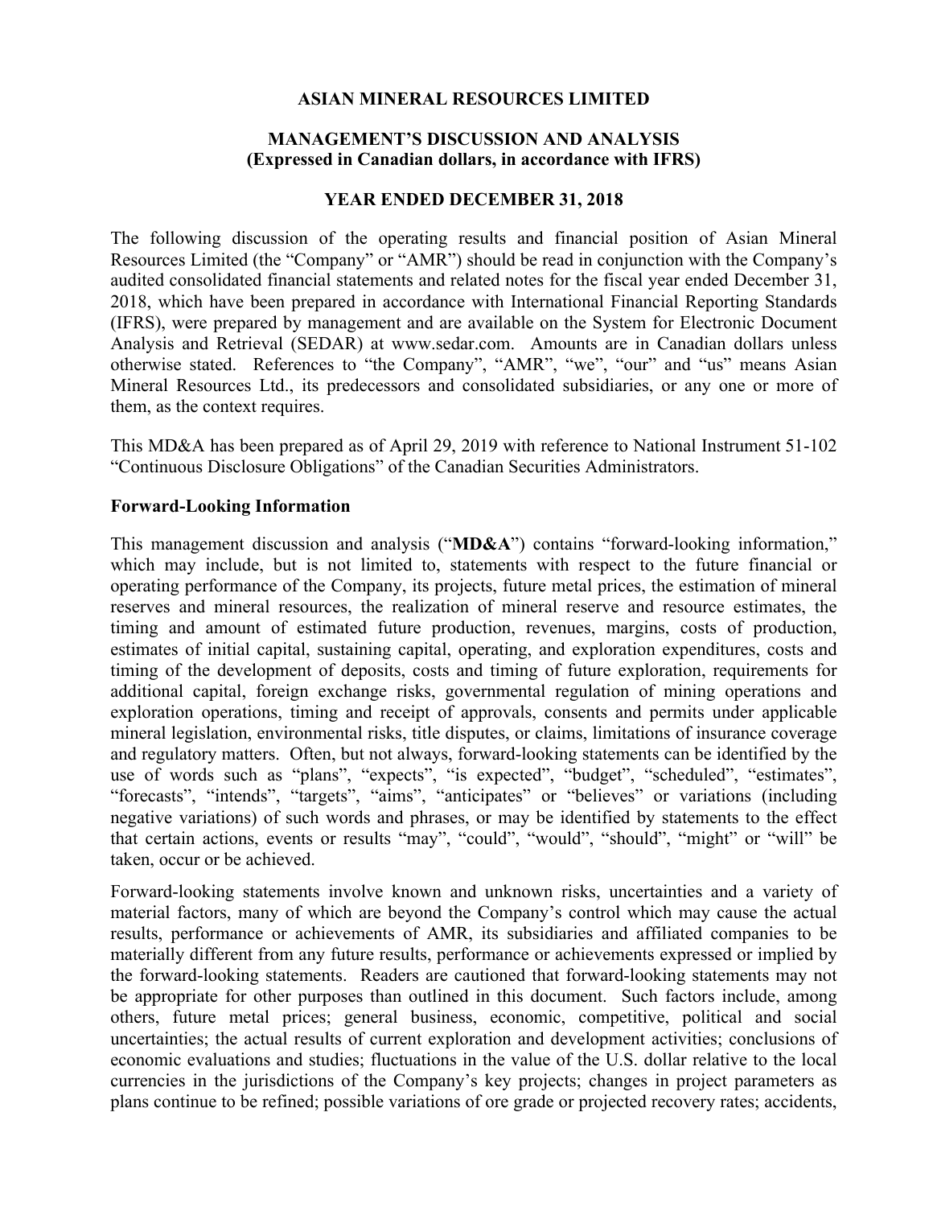# ASIAN MINERAL RESOURCES LIMITED

## MANAGEMENT'S DISCUSSION AND ANALYSIS
## (Expressed in Canadian dollars, in accordance with IFRS)

## YEAR ENDED DECEMBER 31, 2018

The following discussion of the operating results and financial position of Asian Mineral Resources Limited (the "Company" or "AMR") should be read in conjunction with the Company's audited consolidated financial statements and related notes for the fiscal year ended December 31, 2018, which have been prepared in accordance with International Financial Reporting Standards (IFRS), were prepared by management and are available on the System for Electronic Document Analysis and Retrieval (SEDAR) at www.sedar.com. Amounts are in Canadian dollars unless otherwise stated. References to "the Company", "AMR", "we", "our" and "us" means Asian Mineral Resources Ltd., its predecessors and consolidated subsidiaries, or any one or more of them, as the context requires.

This MD&A has been prepared as of April 29, 2019 with reference to National Instrument 51-102 "Continuous Disclosure Obligations" of the Canadian Securities Administrators.

### Forward-Looking Information

This management discussion and analysis ("**MD&A**") contains "forward-looking information," which may include, but is not limited to, statements with respect to the future financial or operating performance of the Company, its projects, future metal prices, the estimation of mineral reserves and mineral resources, the realization of mineral reserve and resource estimates, the timing and amount of estimated future production, revenues, margins, costs of production, estimates of initial capital, sustaining capital, operating, and exploration expenditures, costs and timing of the development of deposits, costs and timing of future exploration, requirements for additional capital, foreign exchange risks, governmental regulation of mining operations and exploration operations, timing and receipt of approvals, consents and permits under applicable mineral legislation, environmental risks, title disputes, or claims, limitations of insurance coverage and regulatory matters. Often, but not always, forward-looking statements can be identified by the use of words such as "plans", "expects", "is expected", "budget", "scheduled", "estimates", "forecasts", "intends", "targets", "aims", "anticipates" or "believes" or variations (including negative variations) of such words and phrases, or may be identified by statements to the effect that certain actions, events or results "may", "could", "would", "should", "might" or "will" be taken, occur or be achieved.

Forward-looking statements involve known and unknown risks, uncertainties and a variety of material factors, many of which are beyond the Company's control which may cause the actual results, performance or achievements of AMR, its subsidiaries and affiliated companies to be materially different from any future results, performance or achievements expressed or implied by the forward-looking statements. Readers are cautioned that forward-looking statements may not be appropriate for other purposes than outlined in this document. Such factors include, among others, future metal prices; general business, economic, competitive, political and social uncertainties; the actual results of current exploration and development activities; conclusions of economic evaluations and studies; fluctuations in the value of the U.S. dollar relative to the local currencies in the jurisdictions of the Company's key projects; changes in project parameters as plans continue to be refined; possible variations of ore grade or projected recovery rates; accidents,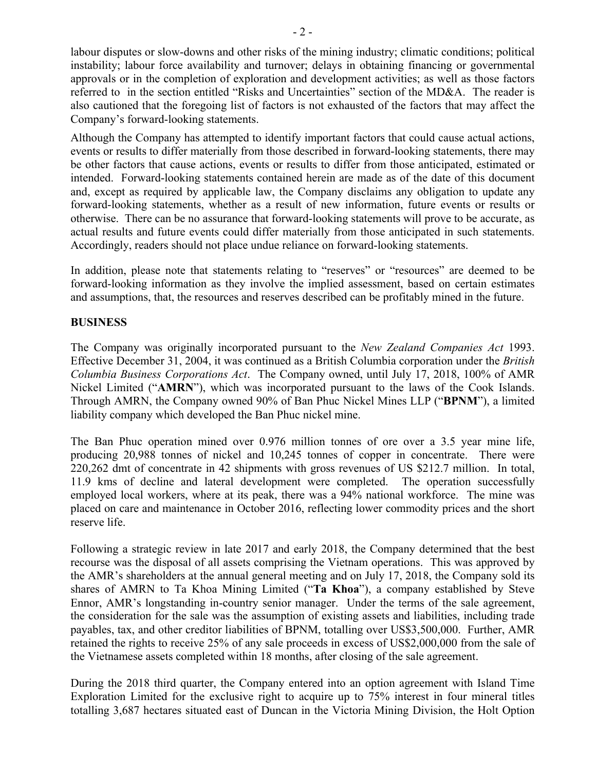labour disputes or slow-downs and other risks of the mining industry; climatic conditions; political instability; labour force availability and turnover; delays in obtaining financing or governmental approvals or in the completion of exploration and development activities; as well as those factors referred to in the section entitled "Risks and Uncertainties" section of the MD&A. The reader is also cautioned that the foregoing list of factors is not exhausted of the factors that may affect the Company's forward-looking statements.

Although the Company has attempted to identify important factors that could cause actual actions, events or results to differ materially from those described in forward-looking statements, there may be other factors that cause actions, events or results to differ from those anticipated, estimated or intended. Forward-looking statements contained herein are made as of the date of this document and, except as required by applicable law, the Company disclaims any obligation to update any forward-looking statements, whether as a result of new information, future events or results or otherwise. There can be no assurance that forward-looking statements will prove to be accurate, as actual results and future events could differ materially from those anticipated in such statements. Accordingly, readers should not place undue reliance on forward-looking statements.

In addition, please note that statements relating to "reserves" or "resources" are deemed to be forward-looking information as they involve the implied assessment, based on certain estimates and assumptions, that, the resources and reserves described can be profitably mined in the future.

## BUSINESS

The Company was originally incorporated pursuant to the *New Zealand Companies Act* 1993. Effective December 31, 2004, it was continued as a British Columbia corporation under the *British Columbia Business Corporations Act*. The Company owned, until July 17, 2018, 100% of AMR Nickel Limited ("**AMRN**"), which was incorporated pursuant to the laws of the Cook Islands. Through AMRN, the Company owned 90% of Ban Phuc Nickel Mines LLP ("**BPNM**"), a limited liability company which developed the Ban Phuc nickel mine.

The Ban Phuc operation mined over 0.976 million tonnes of ore over a 3.5 year mine life, producing 20,988 tonnes of nickel and 10,245 tonnes of copper in concentrate. There were 220,262 dmt of concentrate in 42 shipments with gross revenues of US $212.7 million. In total, 11.9 kms of decline and lateral development were completed. The operation successfully employed local workers, where at its peak, there was a 94% national workforce. The mine was placed on care and maintenance in October 2016, reflecting lower commodity prices and the short reserve life.

Following a strategic review in late 2017 and early 2018, the Company determined that the best recourse was the disposal of all assets comprising the Vietnam operations. This was approved by the AMR's shareholders at the annual general meeting and on July 17, 2018, the Company sold its shares of AMRN to Ta Khoa Mining Limited ("**Ta Khoa**"), a company established by Steve Ennor, AMR's longstanding in-country senior manager. Under the terms of the sale agreement, the consideration for the sale was the assumption of existing assets and liabilities, including trade payables, tax, and other creditor liabilities of BPNM, totalling over US$3,500,000. Further, AMR retained the rights to receive 25% of any sale proceeds in excess of US$2,000,000 from the sale of the Vietnamese assets completed within 18 months, after closing of the sale agreement.

During the 2018 third quarter, the Company entered into an option agreement with Island Time Exploration Limited for the exclusive right to acquire up to 75% interest in four mineral titles totalling 3,687 hectares situated east of Duncan in the Victoria Mining Division, the Holt Option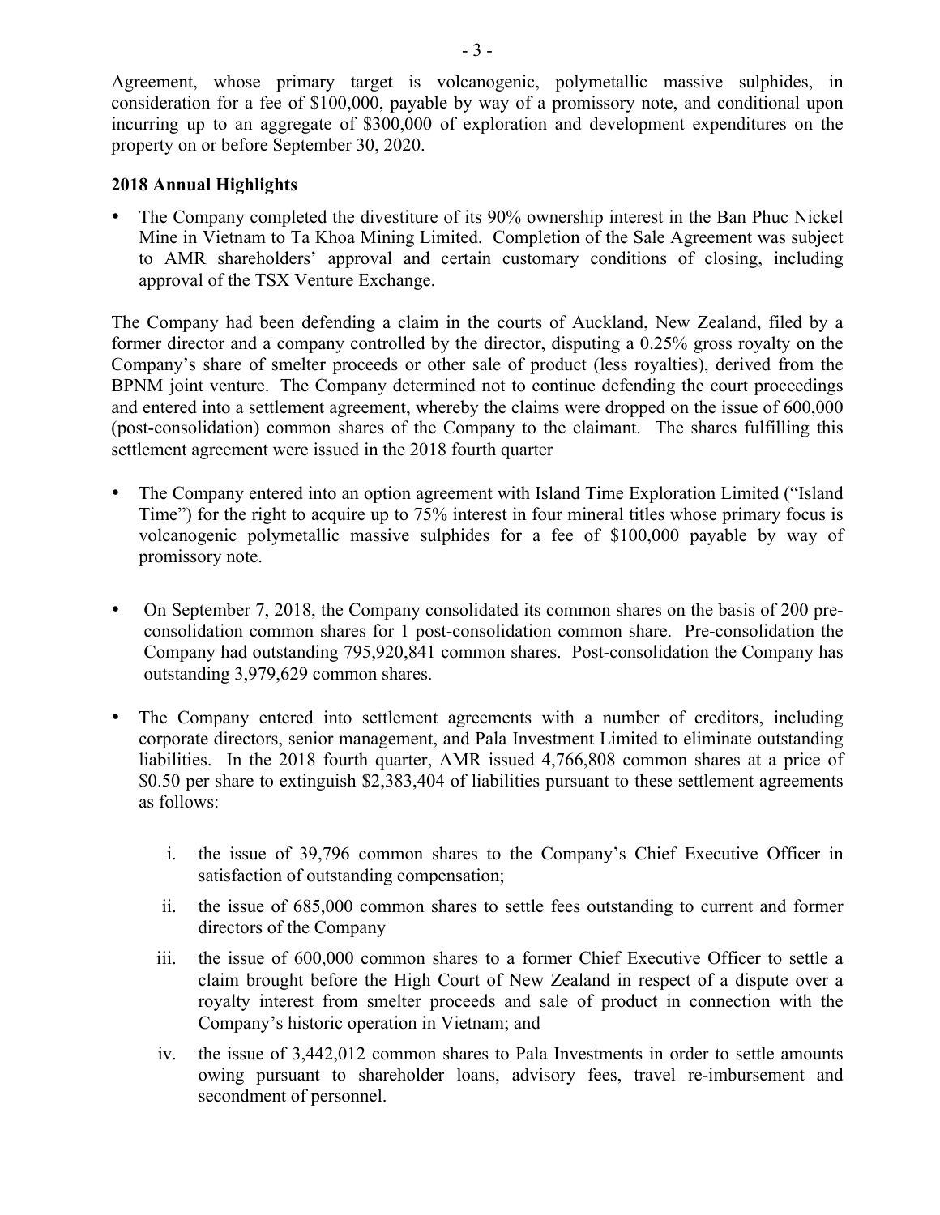Agreement, whose primary target is volcanogenic, polymetallic massive sulphides, in consideration for a fee of $100,000, payable by way of a promissory note, and conditional upon incurring up to an aggregate of $300,000 of exploration and development expenditures on the property on or before September 30, 2020.

**2018 Annual Highlights**

- The Company completed the divestiture of its 90% ownership interest in the Ban Phuc Nickel Mine in Vietnam to Ta Khoa Mining Limited. Completion of the Sale Agreement was subject to AMR shareholders' approval and certain customary conditions of closing, including approval of the TSX Venture Exchange.

The Company had been defending a claim in the courts of Auckland, New Zealand, filed by a former director and a company controlled by the director, disputing a 0.25% gross royalty on the Company's share of smelter proceeds or other sale of product (less royalties), derived from the BPNM joint venture. The Company determined not to continue defending the court proceedings and entered into a settlement agreement, whereby the claims were dropped on the issue of 600,000 (post-consolidation) common shares of the Company to the claimant. The shares fulfilling this settlement agreement were issued in the 2018 fourth quarter

- The Company entered into an option agreement with Island Time Exploration Limited ("Island Time") for the right to acquire up to 75% interest in four mineral titles whose primary focus is volcanogenic polymetallic massive sulphides for a fee of $100,000 payable by way of promissory note.

- On September 7, 2018, the Company consolidated its common shares on the basis of 200 pre-consolidation common shares for 1 post-consolidation common share. Pre-consolidation the Company had outstanding 795,920,841 common shares. Post-consolidation the Company has outstanding 3,979,629 common shares.

- The Company entered into settlement agreements with a number of creditors, including corporate directors, senior management, and Pala Investment Limited to eliminate outstanding liabilities. In the 2018 fourth quarter, AMR issued 4,766,808 common shares at a price of $0.50 per share to extinguish $2,383,404 of liabilities pursuant to these settlement agreements as follows:

    i. the issue of 39,796 common shares to the Company's Chief Executive Officer in satisfaction of outstanding compensation;

    ii. the issue of 685,000 common shares to settle fees outstanding to current and former directors of the Company

    iii. the issue of 600,000 common shares to a former Chief Executive Officer to settle a claim brought before the High Court of New Zealand in respect of a dispute over a royalty interest from smelter proceeds and sale of product in connection with the Company's historic operation in Vietnam; and

    iv. the issue of 3,442,012 common shares to Pala Investments in order to settle amounts owing pursuant to shareholder loans, advisory fees, travel re-imbursement and secondment of personnel.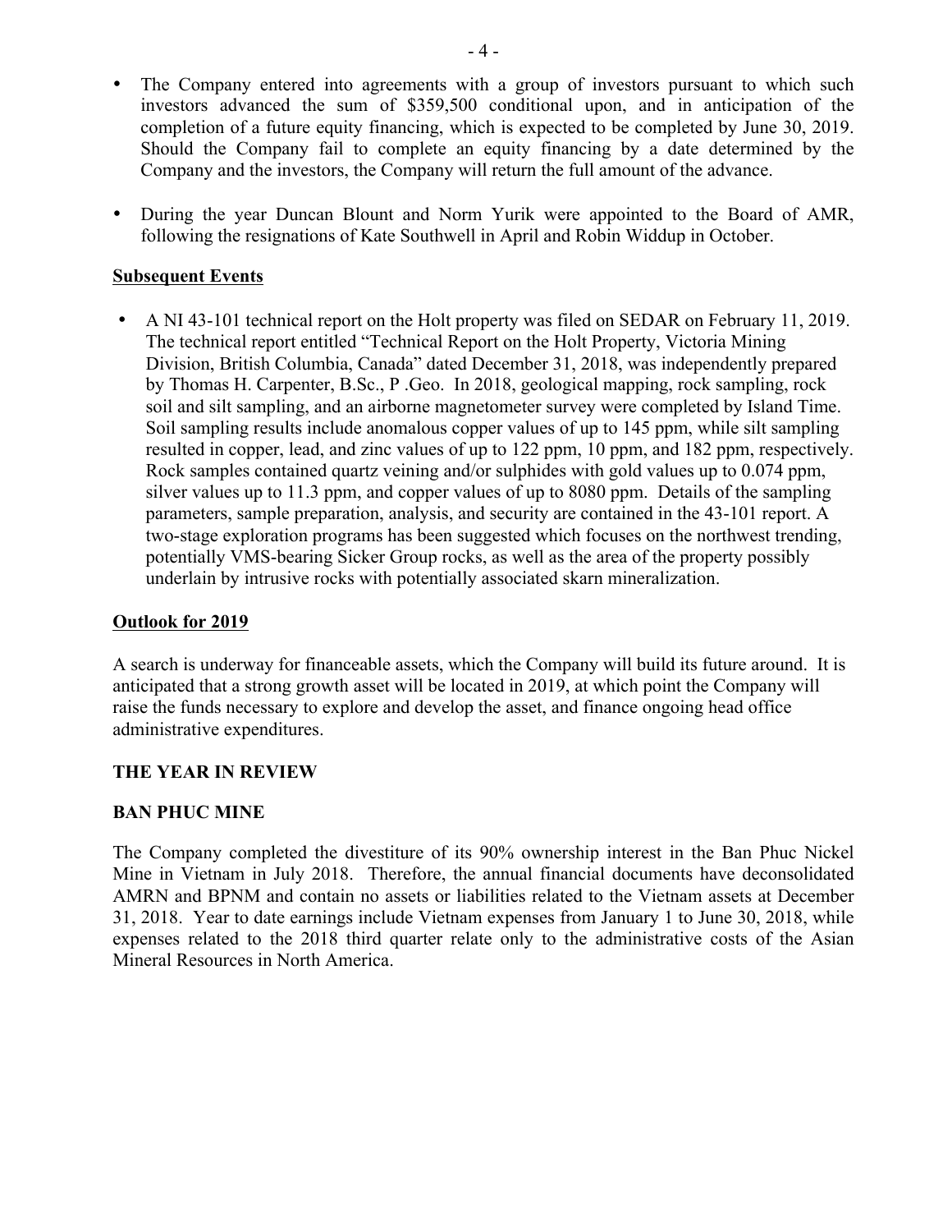- The Company entered into agreements with a group of investors pursuant to which such investors advanced the sum of $359,500 conditional upon, and in anticipation of the completion of a future equity financing, which is expected to be completed by June 30, 2019. Should the Company fail to complete an equity financing by a date determined by the Company and the investors, the Company will return the full amount of the advance.

- During the year Duncan Blount and Norm Yurik were appointed to the Board of AMR, following the resignations of Kate Southwell in April and Robin Widdup in October.

**Subsequent Events**

- A NI 43-101 technical report on the Holt property was filed on SEDAR on February 11, 2019. The technical report entitled "Technical Report on the Holt Property, Victoria Mining Division, British Columbia, Canada" dated December 31, 2018, was independently prepared by Thomas H. Carpenter, B.Sc., P .Geo. In 2018, geological mapping, rock sampling, rock soil and silt sampling, and an airborne magnetometer survey were completed by Island Time. Soil sampling results include anomalous copper values of up to 145 ppm, while silt sampling resulted in copper, lead, and zinc values of up to 122 ppm, 10 ppm, and 182 ppm, respectively. Rock samples contained quartz veining and/or sulphides with gold values up to 0.074 ppm, silver values up to 11.3 ppm, and copper values of up to 8080 ppm. Details of the sampling parameters, sample preparation, analysis, and security are contained in the 43-101 report. A two-stage exploration programs has been suggested which focuses on the northwest trending, potentially VMS-bearing Sicker Group rocks, as well as the area of the property possibly underlain by intrusive rocks with potentially associated skarn mineralization.

**Outlook for 2019**

A search is underway for financeable assets, which the Company will build its future around. It is anticipated that a strong growth asset will be located in 2019, at which point the Company will raise the funds necessary to explore and develop the asset, and finance ongoing head office administrative expenditures.

## THE YEAR IN REVIEW

### BAN PHUC MINE

The Company completed the divestiture of its 90% ownership interest in the Ban Phuc Nickel Mine in Vietnam in July 2018. Therefore, the annual financial documents have deconsolidated AMRN and BPNM and contain no assets or liabilities related to the Vietnam assets at December 31, 2018. Year to date earnings include Vietnam expenses from January 1 to June 30, 2018, while expenses related to the 2018 third quarter relate only to the administrative costs of the Asian Mineral Resources in North America.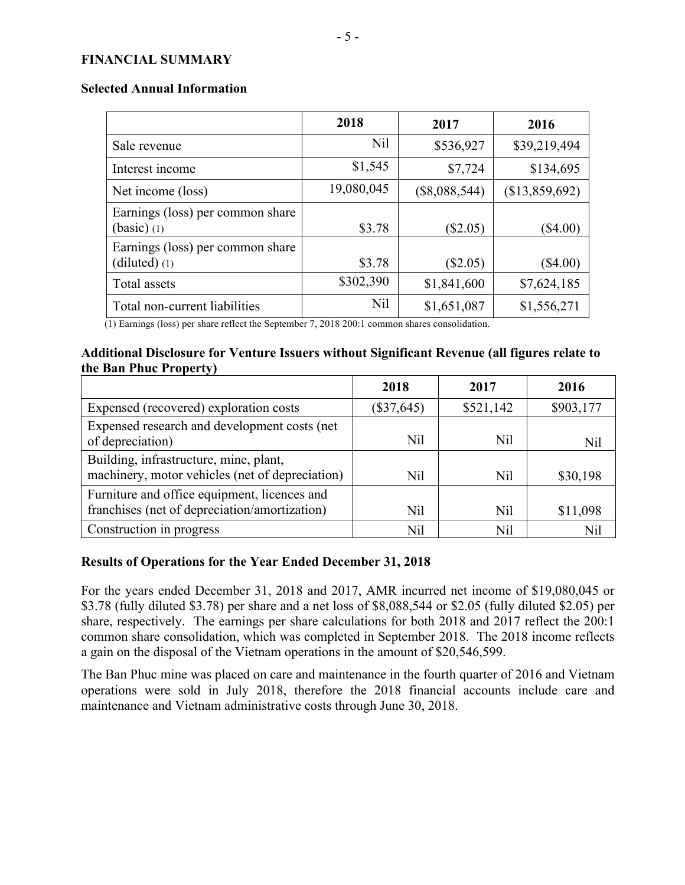## FINANCIAL SUMMARY

### Selected Annual Information

| | 2018 | 2017 | 2016 |
|---|---|---|---|
| Sale revenue | Nil | $536,927 | $39,219,494 |
| Interest income | $1,545 | $7,724 | $134,695 |
| Net income (loss) | 19,080,045 | ($8,088,544) | ($13,859,692) |
| Earnings (loss) per common share (basic) (1) | $3.78 | ($2.05) | ($4.00) |
| Earnings (loss) per common share (diluted) (1) | $3.78 | ($2.05) | ($4.00) |
| Total assets | $302,390 | $1,841,600 | $7,624,185 |
| Total non-current liabilities | Nil | $1,651,087 | $1,556,271 |

(1) Earnings (loss) per share reflect the September 7, 2018 200:1 common shares consolidation.

### Additional Disclosure for Venture Issuers without Significant Revenue (all figures relate to the Ban Phuc Property)

| | 2018 | 2017 | 2016 |
|---|---|---|---|
| Expensed (recovered) exploration costs | ($37,645) | $521,142 | $903,177 |
| Expensed research and development costs (net of depreciation) | Nil | Nil | Nil |
| Building, infrastructure, mine, plant, machinery, motor vehicles (net of depreciation) | Nil | Nil | $30,198 |
| Furniture and office equipment, licences and franchises (net of depreciation/amortization) | Nil | Nil | $11,098 |
| Construction in progress | Nil | Nil | Nil |

### Results of Operations for the Year Ended December 31, 2018

For the years ended December 31, 2018 and 2017, AMR incurred net income of $19,080,045 or $3.78 (fully diluted $3.78) per share and a net loss of $8,088,544 or $2.05 (fully diluted $2.05) per share, respectively. The earnings per share calculations for both 2018 and 2017 reflect the 200:1 common share consolidation, which was completed in September 2018. The 2018 income reflects a gain on the disposal of the Vietnam operations in the amount of $20,546,599.

The Ban Phuc mine was placed on care and maintenance in the fourth quarter of 2016 and Vietnam operations were sold in July 2018, therefore the 2018 financial accounts include care and maintenance and Vietnam administrative costs through June 30, 2018.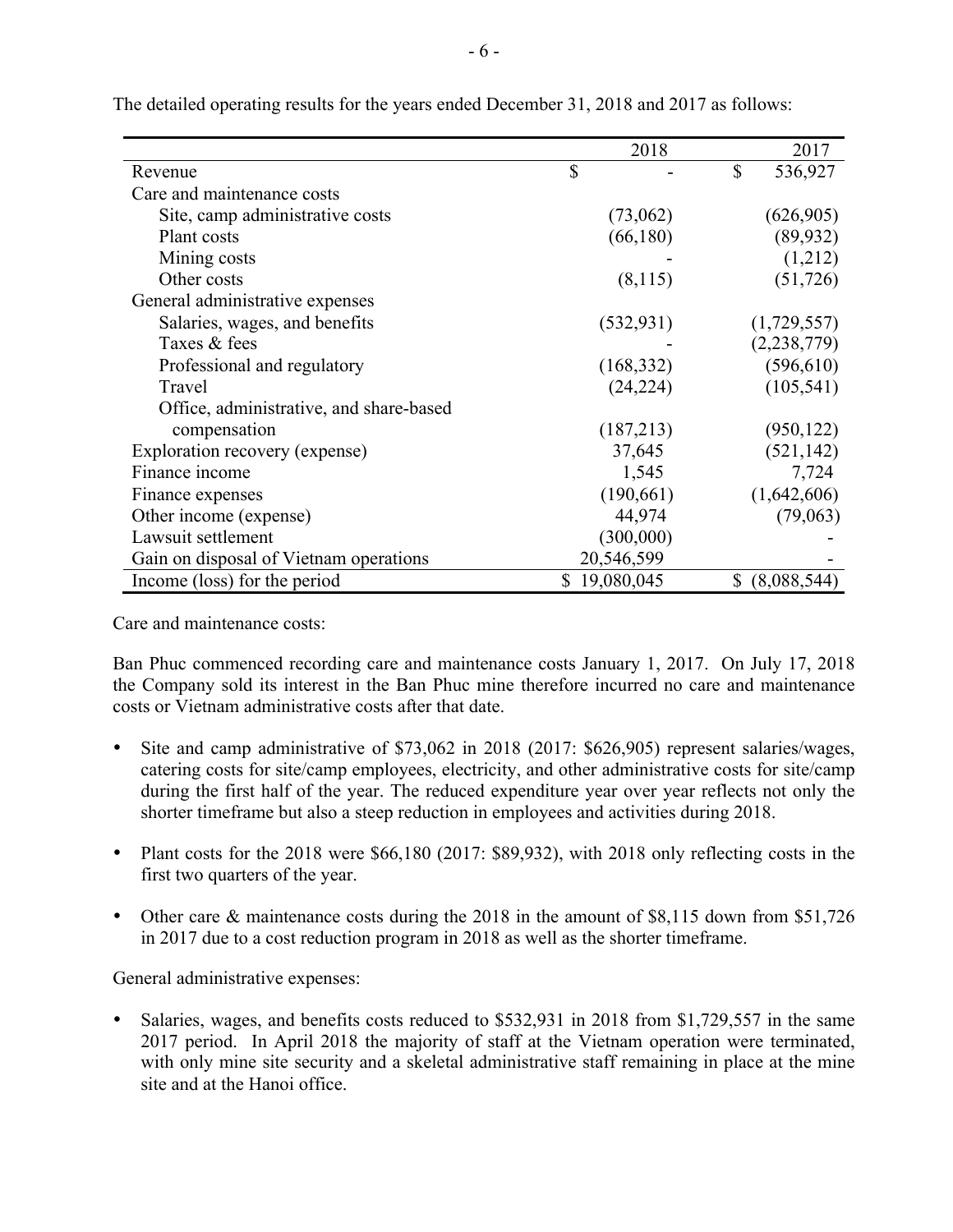The detailed operating results for the years ended December 31, 2018 and 2017 as follows:

| | 2018 | 2017 |
|---|---|---|
| Revenue | $ - | $ 536,927 |
| Care and maintenance costs | | |
| Site, camp administrative costs | (73,062) | (626,905) |
| Plant costs | (66,180) | (89,932) |
| Mining costs | - | (1,212) |
| Other costs | (8,115) | (51,726) |
| General administrative expenses | | |
| Salaries, wages, and benefits | (532,931) | (1,729,557) |
| Taxes & fees | - | (2,238,779) |
| Professional and regulatory | (168,332) | (596,610) |
| Travel | (24,224) | (105,541) |
| Office, administrative, and share-based compensation | (187,213) | (950,122) |
| Exploration recovery (expense) | 37,645 | (521,142) |
| Finance income | 1,545 | 7,724 |
| Finance expenses | (190,661) | (1,642,606) |
| Other income (expense) | 44,974 | (79,063) |
| Lawsuit settlement | (300,000) | - |
| Gain on disposal of Vietnam operations | 20,546,599 | - |
| Income (loss) for the period | $ 19,080,045 | $ (8,088,544) |

Care and maintenance costs:

Ban Phuc commenced recording care and maintenance costs January 1, 2017. On July 17, 2018 the Company sold its interest in the Ban Phuc mine therefore incurred no care and maintenance costs or Vietnam administrative costs after that date.

- Site and camp administrative of $73,062 in 2018 (2017: $626,905) represent salaries/wages, catering costs for site/camp employees, electricity, and other administrative costs for site/camp during the first half of the year. The reduced expenditure year over year reflects not only the shorter timeframe but also a steep reduction in employees and activities during 2018.

- Plant costs for the 2018 were $66,180 (2017: $89,932), with 2018 only reflecting costs in the first two quarters of the year.

- Other care & maintenance costs during the 2018 in the amount of $8,115 down from $51,726 in 2017 due to a cost reduction program in 2018 as well as the shorter timeframe.

General administrative expenses:

- Salaries, wages, and benefits costs reduced to $532,931 in 2018 from $1,729,557 in the same 2017 period. In April 2018 the majority of staff at the Vietnam operation were terminated, with only mine site security and a skeletal administrative staff remaining in place at the mine site and at the Hanoi office.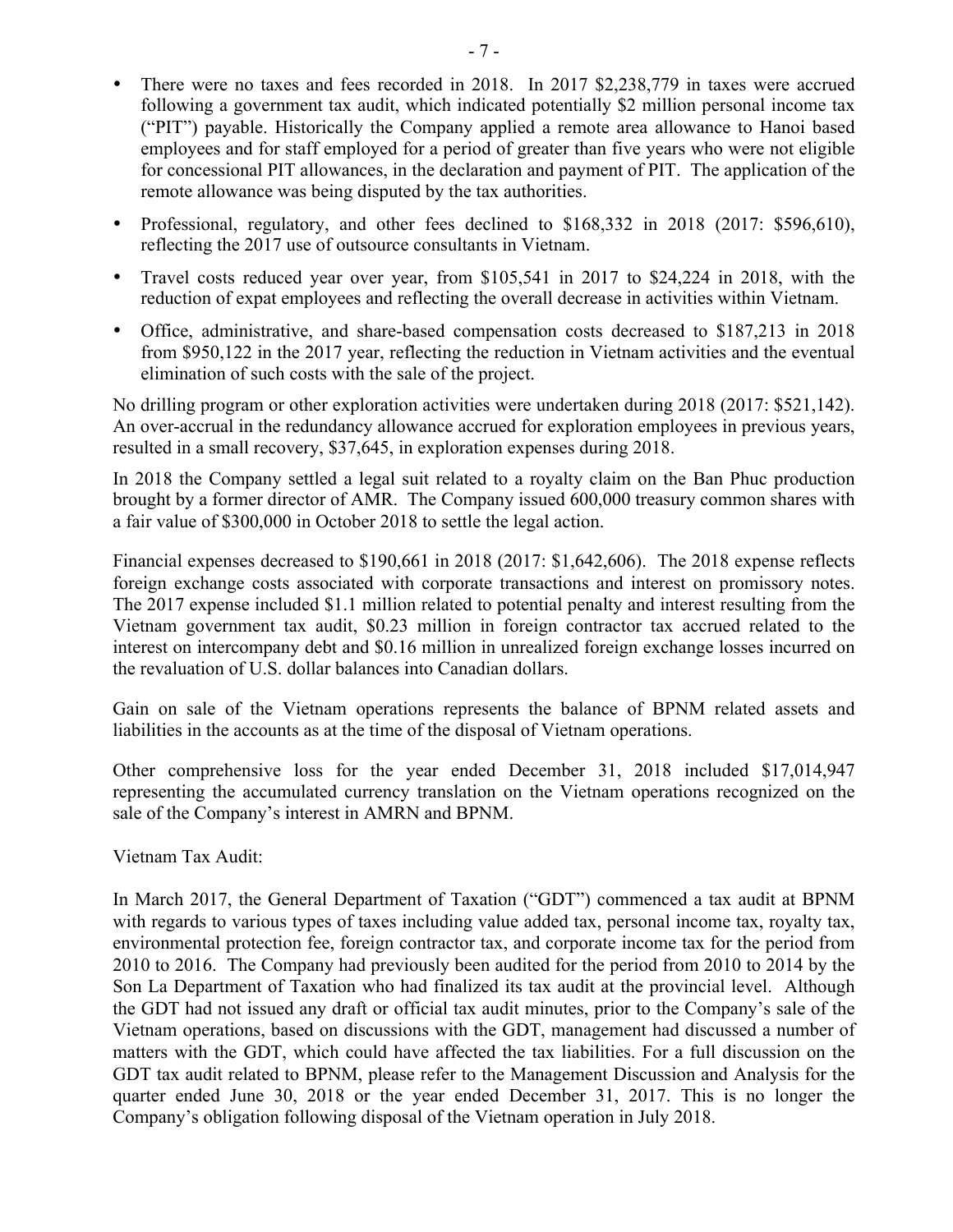- There were no taxes and fees recorded in 2018. In 2017 $2,238,779 in taxes were accrued following a government tax audit, which indicated potentially $2 million personal income tax ("PIT") payable. Historically the Company applied a remote area allowance to Hanoi based employees and for staff employed for a period of greater than five years who were not eligible for concessional PIT allowances, in the declaration and payment of PIT. The application of the remote allowance was being disputed by the tax authorities.
- Professional, regulatory, and other fees declined to $168,332 in 2018 (2017: $596,610), reflecting the 2017 use of outsource consultants in Vietnam.
- Travel costs reduced year over year, from $105,541 in 2017 to $24,224 in 2018, with the reduction of expat employees and reflecting the overall decrease in activities within Vietnam.
- Office, administrative, and share-based compensation costs decreased to $187,213 in 2018 from $950,122 in the 2017 year, reflecting the reduction in Vietnam activities and the eventual elimination of such costs with the sale of the project.

No drilling program or other exploration activities were undertaken during 2018 (2017: $521,142). An over-accrual in the redundancy allowance accrued for exploration employees in previous years, resulted in a small recovery, $37,645, in exploration expenses during 2018.

In 2018 the Company settled a legal suit related to a royalty claim on the Ban Phuc production brought by a former director of AMR. The Company issued 600,000 treasury common shares with a fair value of $300,000 in October 2018 to settle the legal action.

Financial expenses decreased to $190,661 in 2018 (2017: $1,642,606). The 2018 expense reflects foreign exchange costs associated with corporate transactions and interest on promissory notes. The 2017 expense included $1.1 million related to potential penalty and interest resulting from the Vietnam government tax audit, $0.23 million in foreign contractor tax accrued related to the interest on intercompany debt and $0.16 million in unrealized foreign exchange losses incurred on the revaluation of U.S. dollar balances into Canadian dollars.

Gain on sale of the Vietnam operations represents the balance of BPNM related assets and liabilities in the accounts as at the time of the disposal of Vietnam operations.

Other comprehensive loss for the year ended December 31, 2018 included $17,014,947 representing the accumulated currency translation on the Vietnam operations recognized on the sale of the Company's interest in AMRN and BPNM.

Vietnam Tax Audit:

In March 2017, the General Department of Taxation ("GDT") commenced a tax audit at BPNM with regards to various types of taxes including value added tax, personal income tax, royalty tax, environmental protection fee, foreign contractor tax, and corporate income tax for the period from 2010 to 2016. The Company had previously been audited for the period from 2010 to 2014 by the Son La Department of Taxation who had finalized its tax audit at the provincial level. Although the GDT had not issued any draft or official tax audit minutes, prior to the Company's sale of the Vietnam operations, based on discussions with the GDT, management had discussed a number of matters with the GDT, which could have affected the tax liabilities. For a full discussion on the GDT tax audit related to BPNM, please refer to the Management Discussion and Analysis for the quarter ended June 30, 2018 or the year ended December 31, 2017. This is no longer the Company's obligation following disposal of the Vietnam operation in July 2018.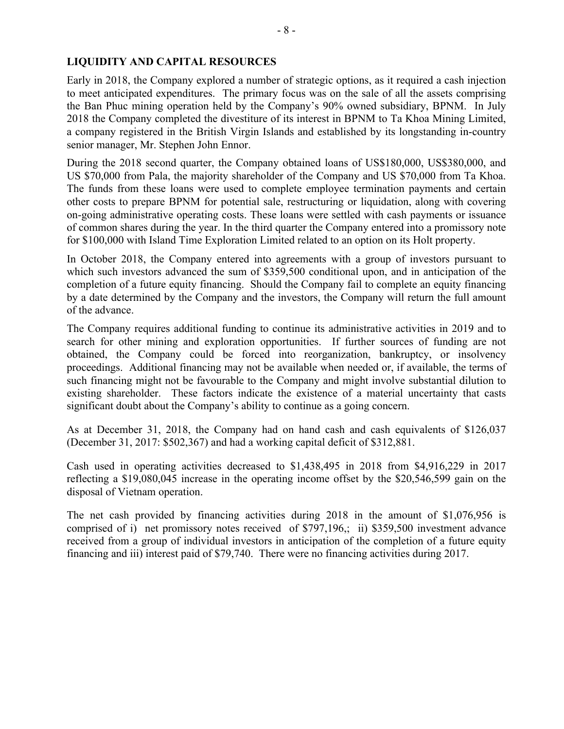## LIQUIDITY AND CAPITAL RESOURCES

Early in 2018, the Company explored a number of strategic options, as it required a cash injection to meet anticipated expenditures. The primary focus was on the sale of all the assets comprising the Ban Phuc mining operation held by the Company's 90% owned subsidiary, BPNM. In July 2018 the Company completed the divestiture of its interest in BPNM to Ta Khoa Mining Limited, a company registered in the British Virgin Islands and established by its longstanding in-country senior manager, Mr. Stephen John Ennor.

During the 2018 second quarter, the Company obtained loans of US$180,000, US$380,000, and US $70,000 from Pala, the majority shareholder of the Company and US $70,000 from Ta Khoa. The funds from these loans were used to complete employee termination payments and certain other costs to prepare BPNM for potential sale, restructuring or liquidation, along with covering on-going administrative operating costs. These loans were settled with cash payments or issuance of common shares during the year. In the third quarter the Company entered into a promissory note for $100,000 with Island Time Exploration Limited related to an option on its Holt property.

In October 2018, the Company entered into agreements with a group of investors pursuant to which such investors advanced the sum of $359,500 conditional upon, and in anticipation of the completion of a future equity financing. Should the Company fail to complete an equity financing by a date determined by the Company and the investors, the Company will return the full amount of the advance.

The Company requires additional funding to continue its administrative activities in 2019 and to search for other mining and exploration opportunities. If further sources of funding are not obtained, the Company could be forced into reorganization, bankruptcy, or insolvency proceedings. Additional financing may not be available when needed or, if available, the terms of such financing might not be favourable to the Company and might involve substantial dilution to existing shareholder. These factors indicate the existence of a material uncertainty that casts significant doubt about the Company's ability to continue as a going concern.

As at December 31, 2018, the Company had on hand cash and cash equivalents of $126,037 (December 31, 2017: $502,367) and had a working capital deficit of $312,881.

Cash used in operating activities decreased to $1,438,495 in 2018 from $4,916,229 in 2017 reflecting a $19,080,045 increase in the operating income offset by the $20,546,599 gain on the disposal of Vietnam operation.

The net cash provided by financing activities during 2018 in the amount of $1,076,956 is comprised of i) net promissory notes received of $797,196,; ii) $359,500 investment advance received from a group of individual investors in anticipation of the completion of a future equity financing and iii) interest paid of $79,740. There were no financing activities during 2017.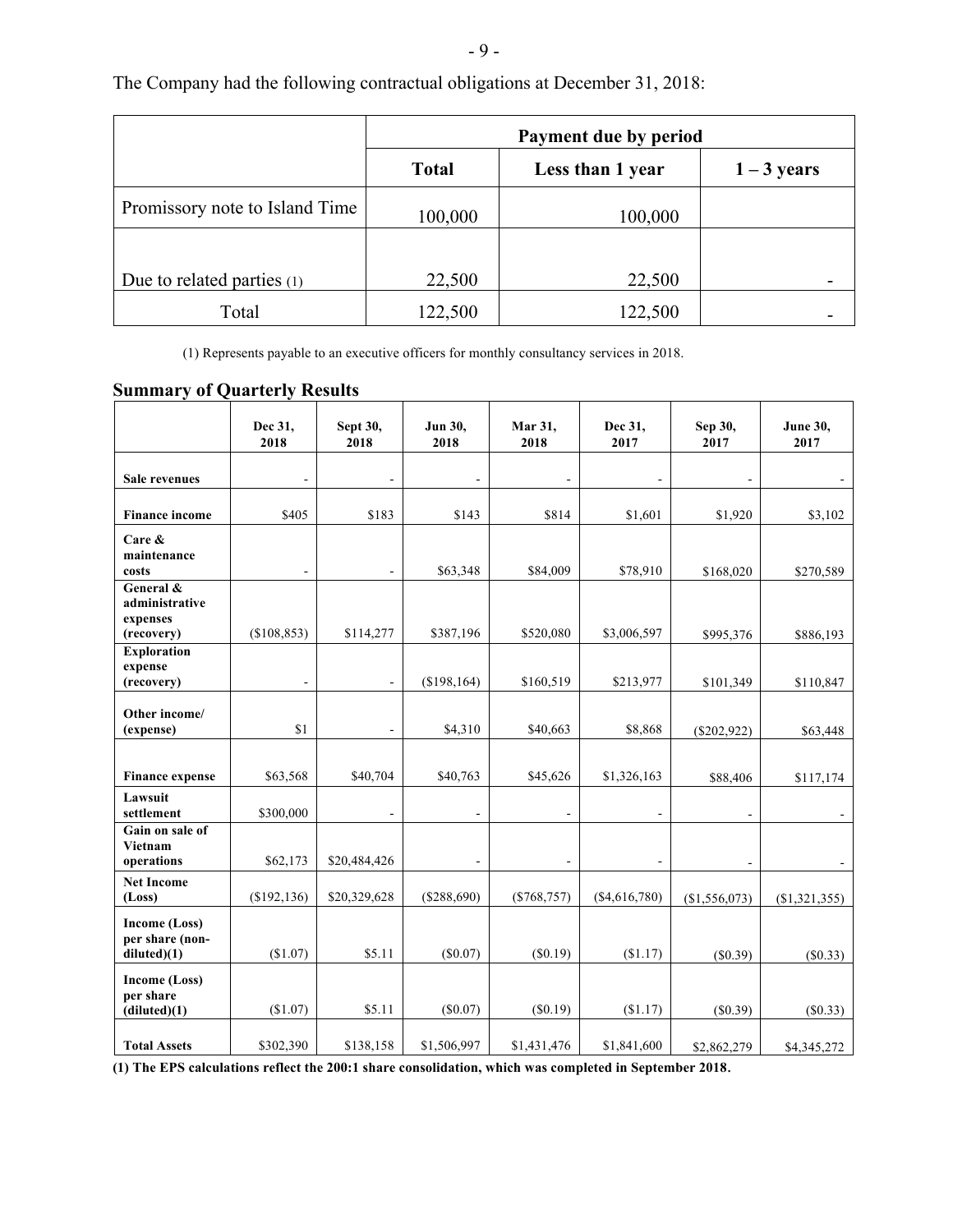The Company had the following contractual obligations at December 31, 2018:

| | Payment due by period | | |
|---|---|---|---|
| | **Total** | **Less than 1 year** | **1 – 3 years** |
| Promissory note to Island Time | 100,000 | 100,000 | |
| Due to related parties (1) | 22,500 | 22,500 | - |
| Total | 122,500 | 122,500 | - |

(1) Represents payable to an executive officers for monthly consultancy services in 2018.

## Summary of Quarterly Results

| | Dec 31, 2018 | Sept 30, 2018 | Jun 30, 2018 | Mar 31, 2018 | Dec 31, 2017 | Sep 30, 2017 | June 30, 2017 |
|---|---|---|---|---|---|---|---|
| **Sale revenues** | - | - | - | - | - | - | - |
| **Finance income** | $405 | $183 | $143 | $814 | $1,601 | $1,920 | $3,102 |
| **Care & maintenance costs** | - | - | $63,348 | $84,009 | $78,910 | $168,020 | $270,589 |
| **General & administrative expenses (recovery)** | ($108,853) | $114,277 | $387,196 | $520,080 | $3,006,597 | $995,376 | $886,193 |
| **Exploration expense (recovery)** | - | - | ($198,164) | $160,519 | $213,977 | $101,349 | $110,847 |
| **Other income/ (expense)** | $1 | - | $4,310 | $40,663 | $8,868 | ($202,922) | $63,448 |
| **Finance expense** | $63,568 | $40,704 | $40,763 | $45,626 | $1,326,163 | $88,406 | $117,174 |
| **Lawsuit settlement** | $300,000 | - | - | - | - | - | - |
| **Gain on sale of Vietnam operations** | $62,173 | $20,484,426 | - | - | - | - | - |
| **Net Income (Loss)** | ($192,136) | $20,329,628 | ($288,690) | ($768,757) | ($4,616,780) | ($1,556,073) | ($1,321,355) |
| **Income (Loss) per share (non-diluted)(1)** | ($1.07) | $5.11 | ($0.07) | ($0.19) | ($1.17) | ($0.39) | ($0.33) |
| **Income (Loss) per share (diluted)(1)** | ($1.07) | $5.11 | ($0.07) | ($0.19) | ($1.17) | ($0.39) | ($0.33) |
| **Total Assets** | $302,390 | $138,158 | $1,506,997 | $1,431,476 | $1,841,600 | $2,862,279 | $4,345,272 |

**(1) The EPS calculations reflect the 200:1 share consolidation, which was completed in September 2018.**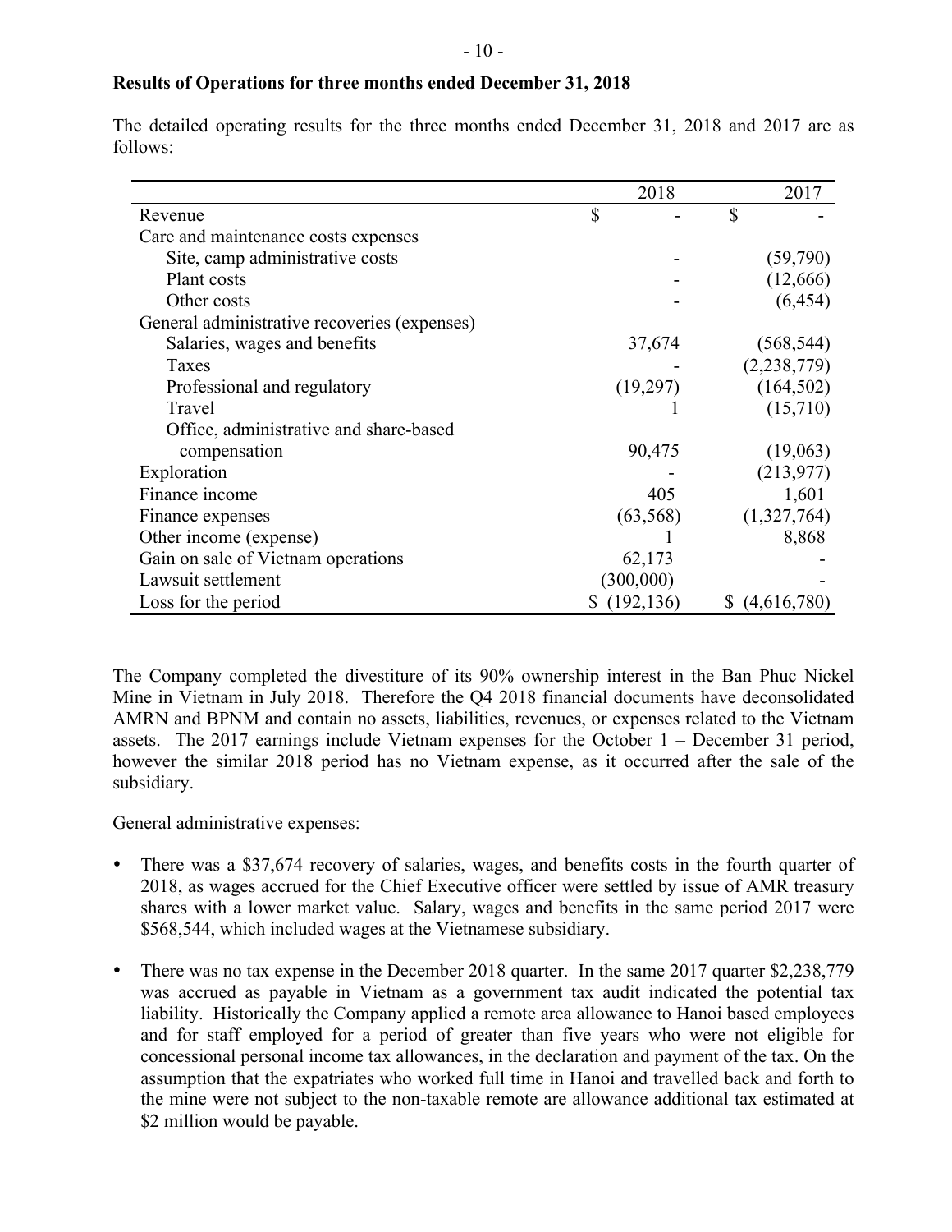**Results of Operations for three months ended December 31, 2018**

The detailed operating results for the three months ended December 31, 2018 and 2017 are as follows:

| | 2018 | 2017 |
|---|---|---|
| Revenue | $ - | $ - |
| Care and maintenance costs expenses | | |
| Site, camp administrative costs | - | (59,790) |
| Plant costs | - | (12,666) |
| Other costs | - | (6,454) |
| General administrative recoveries (expenses) | | |
| Salaries, wages and benefits | 37,674 | (568,544) |
| Taxes | - | (2,238,779) |
| Professional and regulatory | (19,297) | (164,502) |
| Travel | 1 | (15,710) |
| Office, administrative and share-based compensation | 90,475 | (19,063) |
| Exploration | - | (213,977) |
| Finance income | 405 | 1,601 |
| Finance expenses | (63,568) | (1,327,764) |
| Other income (expense) | 1 | 8,868 |
| Gain on sale of Vietnam operations | 62,173 | - |
| Lawsuit settlement | (300,000) | - |
| Loss for the period | $ (192,136) | $ (4,616,780) |

The Company completed the divestiture of its 90% ownership interest in the Ban Phuc Nickel Mine in Vietnam in July 2018. Therefore the Q4 2018 financial documents have deconsolidated AMRN and BPNM and contain no assets, liabilities, revenues, or expenses related to the Vietnam assets. The 2017 earnings include Vietnam expenses for the October 1 – December 31 period, however the similar 2018 period has no Vietnam expense, as it occurred after the sale of the subsidiary.

General administrative expenses:

- There was a $37,674 recovery of salaries, wages, and benefits costs in the fourth quarter of 2018, as wages accrued for the Chief Executive officer were settled by issue of AMR treasury shares with a lower market value. Salary, wages and benefits in the same period 2017 were $568,544, which included wages at the Vietnamese subsidiary.
- There was no tax expense in the December 2018 quarter. In the same 2017 quarter $2,238,779 was accrued as payable in Vietnam as a government tax audit indicated the potential tax liability. Historically the Company applied a remote area allowance to Hanoi based employees and for staff employed for a period of greater than five years who were not eligible for concessional personal income tax allowances, in the declaration and payment of the tax. On the assumption that the expatriates who worked full time in Hanoi and travelled back and forth to the mine were not subject to the non-taxable remote are allowance additional tax estimated at $2 million would be payable.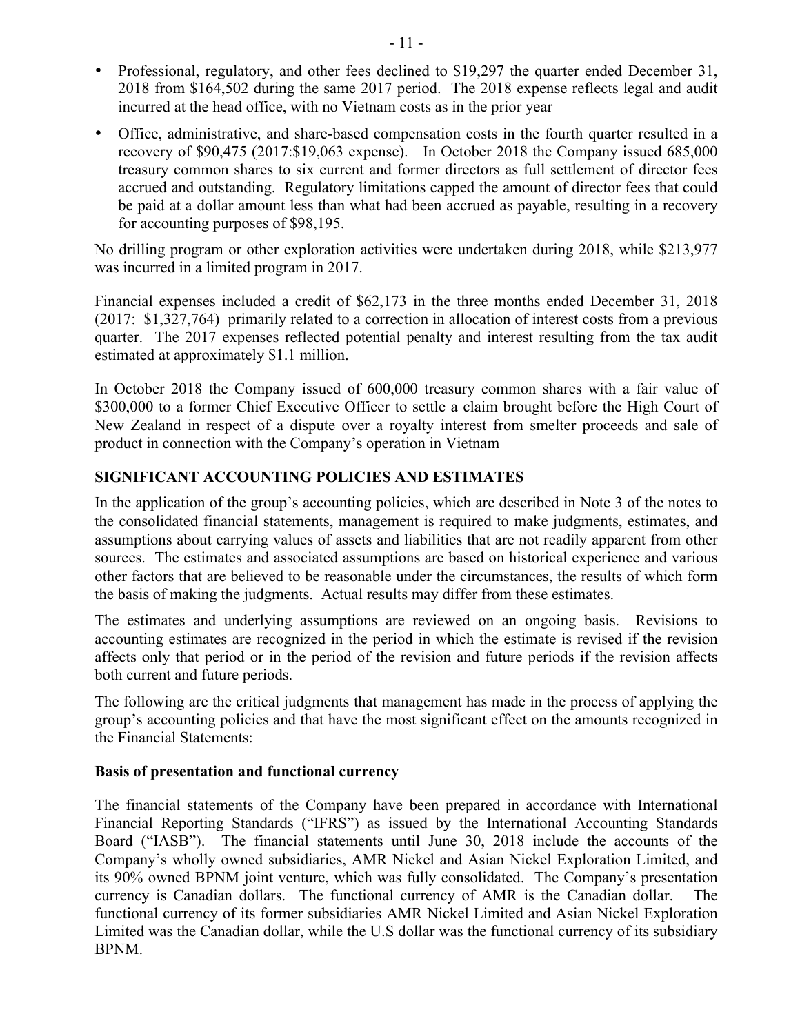- Professional, regulatory, and other fees declined to $19,297 the quarter ended December 31, 2018 from $164,502 during the same 2017 period. The 2018 expense reflects legal and audit incurred at the head office, with no Vietnam costs as in the prior year
- Office, administrative, and share-based compensation costs in the fourth quarter resulted in a recovery of $90,475 (2017:$19,063 expense). In October 2018 the Company issued 685,000 treasury common shares to six current and former directors as full settlement of director fees accrued and outstanding. Regulatory limitations capped the amount of director fees that could be paid at a dollar amount less than what had been accrued as payable, resulting in a recovery for accounting purposes of $98,195.

No drilling program or other exploration activities were undertaken during 2018, while $213,977 was incurred in a limited program in 2017.

Financial expenses included a credit of $62,173 in the three months ended December 31, 2018 (2017: $1,327,764) primarily related to a correction in allocation of interest costs from a previous quarter. The 2017 expenses reflected potential penalty and interest resulting from the tax audit estimated at approximately $1.1 million.

In October 2018 the Company issued of 600,000 treasury common shares with a fair value of $300,000 to a former Chief Executive Officer to settle a claim brought before the High Court of New Zealand in respect of a dispute over a royalty interest from smelter proceeds and sale of product in connection with the Company's operation in Vietnam

## SIGNIFICANT ACCOUNTING POLICIES AND ESTIMATES

In the application of the group's accounting policies, which are described in Note 3 of the notes to the consolidated financial statements, management is required to make judgments, estimates, and assumptions about carrying values of assets and liabilities that are not readily apparent from other sources. The estimates and associated assumptions are based on historical experience and various other factors that are believed to be reasonable under the circumstances, the results of which form the basis of making the judgments. Actual results may differ from these estimates.

The estimates and underlying assumptions are reviewed on an ongoing basis. Revisions to accounting estimates are recognized in the period in which the estimate is revised if the revision affects only that period or in the period of the revision and future periods if the revision affects both current and future periods.

The following are the critical judgments that management has made in the process of applying the group's accounting policies and that have the most significant effect on the amounts recognized in the Financial Statements:

### Basis of presentation and functional currency

The financial statements of the Company have been prepared in accordance with International Financial Reporting Standards ("IFRS") as issued by the International Accounting Standards Board ("IASB"). The financial statements until June 30, 2018 include the accounts of the Company's wholly owned subsidiaries, AMR Nickel and Asian Nickel Exploration Limited, and its 90% owned BPNM joint venture, which was fully consolidated. The Company's presentation currency is Canadian dollars. The functional currency of AMR is the Canadian dollar. The functional currency of its former subsidiaries AMR Nickel Limited and Asian Nickel Exploration Limited was the Canadian dollar, while the U.S dollar was the functional currency of its subsidiary BPNM.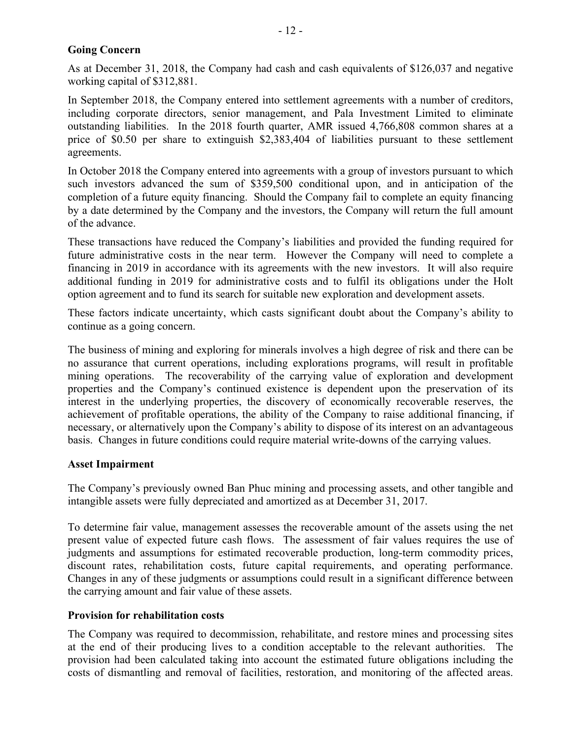## Going Concern

As at December 31, 2018, the Company had cash and cash equivalents of $126,037 and negative working capital of $312,881.

In September 2018, the Company entered into settlement agreements with a number of creditors, including corporate directors, senior management, and Pala Investment Limited to eliminate outstanding liabilities. In the 2018 fourth quarter, AMR issued 4,766,808 common shares at a price of $0.50 per share to extinguish $2,383,404 of liabilities pursuant to these settlement agreements.

In October 2018 the Company entered into agreements with a group of investors pursuant to which such investors advanced the sum of $359,500 conditional upon, and in anticipation of the completion of a future equity financing. Should the Company fail to complete an equity financing by a date determined by the Company and the investors, the Company will return the full amount of the advance.

These transactions have reduced the Company's liabilities and provided the funding required for future administrative costs in the near term. However the Company will need to complete a financing in 2019 in accordance with its agreements with the new investors. It will also require additional funding in 2019 for administrative costs and to fulfil its obligations under the Holt option agreement and to fund its search for suitable new exploration and development assets.

These factors indicate uncertainty, which casts significant doubt about the Company's ability to continue as a going concern.

The business of mining and exploring for minerals involves a high degree of risk and there can be no assurance that current operations, including explorations programs, will result in profitable mining operations. The recoverability of the carrying value of exploration and development properties and the Company's continued existence is dependent upon the preservation of its interest in the underlying properties, the discovery of economically recoverable reserves, the achievement of profitable operations, the ability of the Company to raise additional financing, if necessary, or alternatively upon the Company's ability to dispose of its interest on an advantageous basis. Changes in future conditions could require material write-downs of the carrying values.

## Asset Impairment

The Company's previously owned Ban Phuc mining and processing assets, and other tangible and intangible assets were fully depreciated and amortized as at December 31, 2017.

To determine fair value, management assesses the recoverable amount of the assets using the net present value of expected future cash flows. The assessment of fair values requires the use of judgments and assumptions for estimated recoverable production, long-term commodity prices, discount rates, rehabilitation costs, future capital requirements, and operating performance. Changes in any of these judgments or assumptions could result in a significant difference between the carrying amount and fair value of these assets.

## Provision for rehabilitation costs

The Company was required to decommission, rehabilitate, and restore mines and processing sites at the end of their producing lives to a condition acceptable to the relevant authorities. The provision had been calculated taking into account the estimated future obligations including the costs of dismantling and removal of facilities, restoration, and monitoring of the affected areas.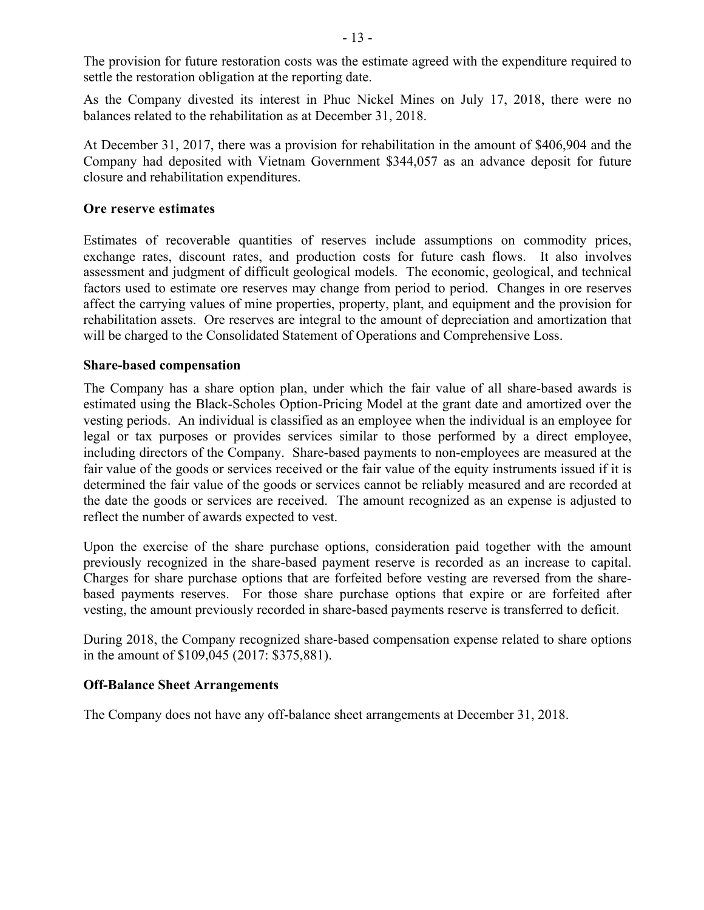The provision for future restoration costs was the estimate agreed with the expenditure required to settle the restoration obligation at the reporting date.

As the Company divested its interest in Phuc Nickel Mines on July 17, 2018, there were no balances related to the rehabilitation as at December 31, 2018.

At December 31, 2017, there was a provision for rehabilitation in the amount of $406,904 and the Company had deposited with Vietnam Government $344,057 as an advance deposit for future closure and rehabilitation expenditures.

**Ore reserve estimates**

Estimates of recoverable quantities of reserves include assumptions on commodity prices, exchange rates, discount rates, and production costs for future cash flows. It also involves assessment and judgment of difficult geological models. The economic, geological, and technical factors used to estimate ore reserves may change from period to period. Changes in ore reserves affect the carrying values of mine properties, property, plant, and equipment and the provision for rehabilitation assets. Ore reserves are integral to the amount of depreciation and amortization that will be charged to the Consolidated Statement of Operations and Comprehensive Loss.

**Share-based compensation**

The Company has a share option plan, under which the fair value of all share-based awards is estimated using the Black-Scholes Option-Pricing Model at the grant date and amortized over the vesting periods. An individual is classified as an employee when the individual is an employee for legal or tax purposes or provides services similar to those performed by a direct employee, including directors of the Company. Share-based payments to non-employees are measured at the fair value of the goods or services received or the fair value of the equity instruments issued if it is determined the fair value of the goods or services cannot be reliably measured and are recorded at the date the goods or services are received. The amount recognized as an expense is adjusted to reflect the number of awards expected to vest.

Upon the exercise of the share purchase options, consideration paid together with the amount previously recognized in the share-based payment reserve is recorded as an increase to capital. Charges for share purchase options that are forfeited before vesting are reversed from the share-based payments reserves. For those share purchase options that expire or are forfeited after vesting, the amount previously recorded in share-based payments reserve is transferred to deficit.

During 2018, the Company recognized share-based compensation expense related to share options in the amount of $109,045 (2017: $375,881).

**Off-Balance Sheet Arrangements**

The Company does not have any off-balance sheet arrangements at December 31, 2018.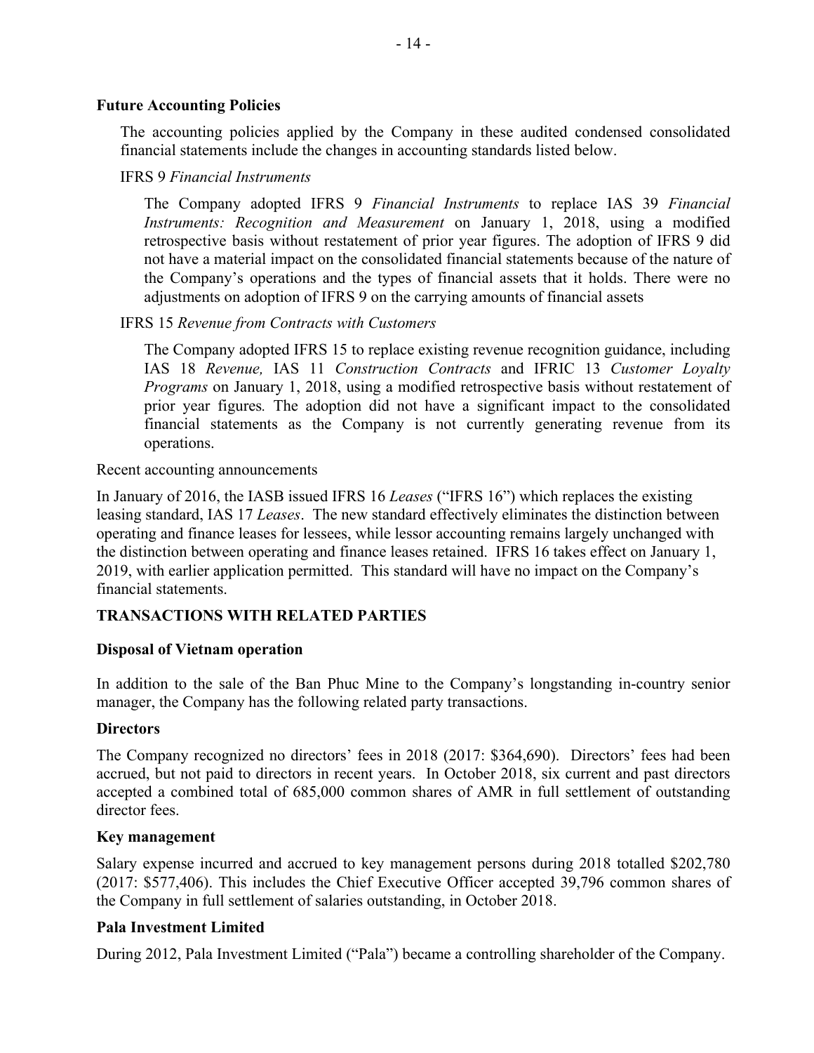**Future Accounting Policies**

The accounting policies applied by the Company in these audited condensed consolidated financial statements include the changes in accounting standards listed below.

IFRS 9 *Financial Instruments*

The Company adopted IFRS 9 *Financial Instruments* to replace IAS 39 *Financial Instruments: Recognition and Measurement* on January 1, 2018, using a modified retrospective basis without restatement of prior year figures. The adoption of IFRS 9 did not have a material impact on the consolidated financial statements because of the nature of the Company's operations and the types of financial assets that it holds. There were no adjustments on adoption of IFRS 9 on the carrying amounts of financial assets

IFRS 15 *Revenue from Contracts with Customers*

The Company adopted IFRS 15 to replace existing revenue recognition guidance, including IAS 18 *Revenue,* IAS 11 *Construction Contracts* and IFRIC 13 *Customer Loyalty Programs* on January 1, 2018, using a modified retrospective basis without restatement of prior year figures*.* The adoption did not have a significant impact to the consolidated financial statements as the Company is not currently generating revenue from its operations.

Recent accounting announcements

In January of 2016, the IASB issued IFRS 16 *Leases* ("IFRS 16") which replaces the existing leasing standard, IAS 17 *Leases*. The new standard effectively eliminates the distinction between operating and finance leases for lessees, while lessor accounting remains largely unchanged with the distinction between operating and finance leases retained. IFRS 16 takes effect on January 1, 2019, with earlier application permitted. This standard will have no impact on the Company's financial statements.

## TRANSACTIONS WITH RELATED PARTIES

**Disposal of Vietnam operation**

In addition to the sale of the Ban Phuc Mine to the Company's longstanding in-country senior manager, the Company has the following related party transactions.

**Directors**

The Company recognized no directors' fees in 2018 (2017: $364,690). Directors' fees had been accrued, but not paid to directors in recent years. In October 2018, six current and past directors accepted a combined total of 685,000 common shares of AMR in full settlement of outstanding director fees.

**Key management**

Salary expense incurred and accrued to key management persons during 2018 totalled $202,780 (2017: $577,406). This includes the Chief Executive Officer accepted 39,796 common shares of the Company in full settlement of salaries outstanding, in October 2018.

**Pala Investment Limited**

During 2012, Pala Investment Limited ("Pala") became a controlling shareholder of the Company.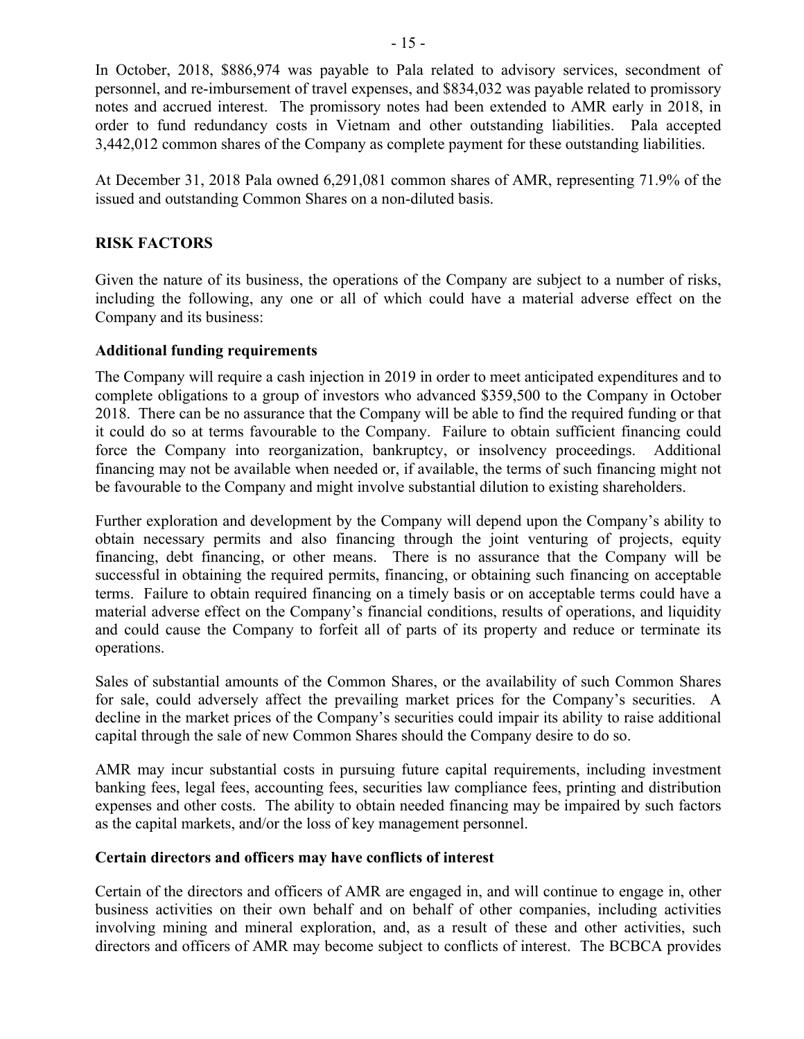In October, 2018, \$886,974 was payable to Pala related to advisory services, secondment of personnel, and re-imbursement of travel expenses, and \$834,032 was payable related to promissory notes and accrued interest. The promissory notes had been extended to AMR early in 2018, in order to fund redundancy costs in Vietnam and other outstanding liabilities. Pala accepted 3,442,012 common shares of the Company as complete payment for these outstanding liabilities.

At December 31, 2018 Pala owned 6,291,081 common shares of AMR, representing 71.9% of the issued and outstanding Common Shares on a non-diluted basis.

## RISK FACTORS

Given the nature of its business, the operations of the Company are subject to a number of risks, including the following, any one or all of which could have a material adverse effect on the Company and its business:

### Additional funding requirements

The Company will require a cash injection in 2019 in order to meet anticipated expenditures and to complete obligations to a group of investors who advanced \$359,500 to the Company in October 2018. There can be no assurance that the Company will be able to find the required funding or that it could do so at terms favourable to the Company. Failure to obtain sufficient financing could force the Company into reorganization, bankruptcy, or insolvency proceedings. Additional financing may not be available when needed or, if available, the terms of such financing might not be favourable to the Company and might involve substantial dilution to existing shareholders.

Further exploration and development by the Company will depend upon the Company's ability to obtain necessary permits and also financing through the joint venturing of projects, equity financing, debt financing, or other means. There is no assurance that the Company will be successful in obtaining the required permits, financing, or obtaining such financing on acceptable terms. Failure to obtain required financing on a timely basis or on acceptable terms could have a material adverse effect on the Company's financial conditions, results of operations, and liquidity and could cause the Company to forfeit all of parts of its property and reduce or terminate its operations.

Sales of substantial amounts of the Common Shares, or the availability of such Common Shares for sale, could adversely affect the prevailing market prices for the Company's securities. A decline in the market prices of the Company's securities could impair its ability to raise additional capital through the sale of new Common Shares should the Company desire to do so.

AMR may incur substantial costs in pursuing future capital requirements, including investment banking fees, legal fees, accounting fees, securities law compliance fees, printing and distribution expenses and other costs. The ability to obtain needed financing may be impaired by such factors as the capital markets, and/or the loss of key management personnel.

### Certain directors and officers may have conflicts of interest

Certain of the directors and officers of AMR are engaged in, and will continue to engage in, other business activities on their own behalf and on behalf of other companies, including activities involving mining and mineral exploration, and, as a result of these and other activities, such directors and officers of AMR may become subject to conflicts of interest. The BCBCA provides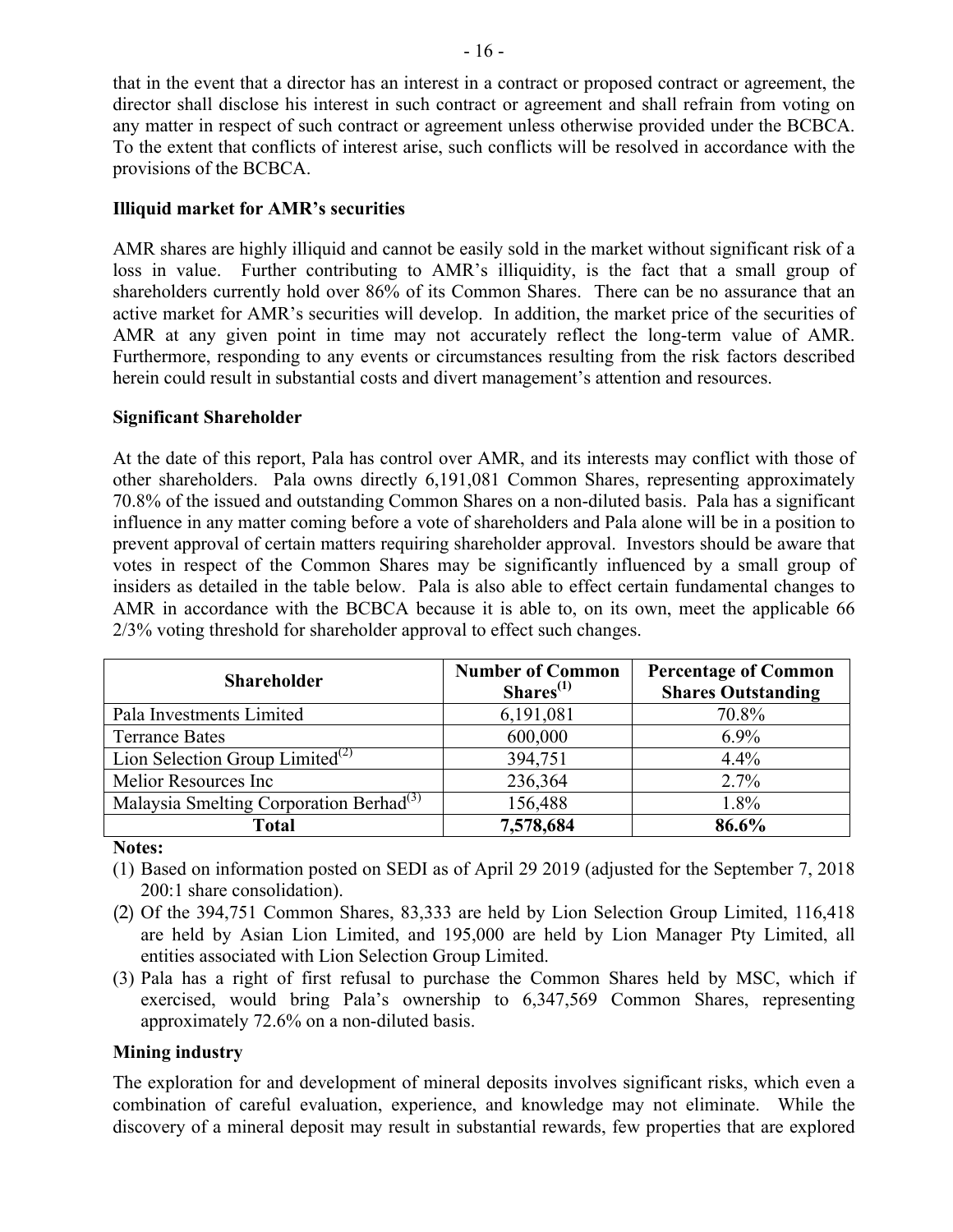that in the event that a director has an interest in a contract or proposed contract or agreement, the director shall disclose his interest in such contract or agreement and shall refrain from voting on any matter in respect of such contract or agreement unless otherwise provided under the BCBCA. To the extent that conflicts of interest arise, such conflicts will be resolved in accordance with the provisions of the BCBCA.

**Illiquid market for AMR's securities**

AMR shares are highly illiquid and cannot be easily sold in the market without significant risk of a loss in value. Further contributing to AMR's illiquidity, is the fact that a small group of shareholders currently hold over 86% of its Common Shares. There can be no assurance that an active market for AMR's securities will develop. In addition, the market price of the securities of AMR at any given point in time may not accurately reflect the long-term value of AMR. Furthermore, responding to any events or circumstances resulting from the risk factors described herein could result in substantial costs and divert management's attention and resources.

**Significant Shareholder**

At the date of this report, Pala has control over AMR, and its interests may conflict with those of other shareholders. Pala owns directly 6,191,081 Common Shares, representing approximately 70.8% of the issued and outstanding Common Shares on a non-diluted basis. Pala has a significant influence in any matter coming before a vote of shareholders and Pala alone will be in a position to prevent approval of certain matters requiring shareholder approval. Investors should be aware that votes in respect of the Common Shares may be significantly influenced by a small group of insiders as detailed in the table below. Pala is also able to effect certain fundamental changes to AMR in accordance with the BCBCA because it is able to, on its own, meet the applicable 66 2/3% voting threshold for shareholder approval to effect such changes.

| Shareholder | Number of Common Shares[(1)] | Percentage of Common Shares Outstanding |
|---|---|---|
| Pala Investments Limited | 6,191,081 | 70.8% |
| Terrance Bates | 600,000 | 6.9% |
| Lion Selection Group Limited[(2)] | 394,751 | 4.4% |
| Melior Resources Inc | 236,364 | 2.7% |
| Malaysia Smelting Corporation Berhad[(3)] | 156,488 | 1.8% |
| **Total** | **7,578,684** | **86.6%** |

**Notes:**

(1) Based on information posted on SEDI as of April 29 2019 (adjusted for the September 7, 2018 200:1 share consolidation).

(2) Of the 394,751 Common Shares, 83,333 are held by Lion Selection Group Limited, 116,418 are held by Asian Lion Limited, and 195,000 are held by Lion Manager Pty Limited, all entities associated with Lion Selection Group Limited.

(3) Pala has a right of first refusal to purchase the Common Shares held by MSC, which if exercised, would bring Pala's ownership to 6,347,569 Common Shares, representing approximately 72.6% on a non-diluted basis.

**Mining industry**

The exploration for and development of mineral deposits involves significant risks, which even a combination of careful evaluation, experience, and knowledge may not eliminate. While the discovery of a mineral deposit may result in substantial rewards, few properties that are explored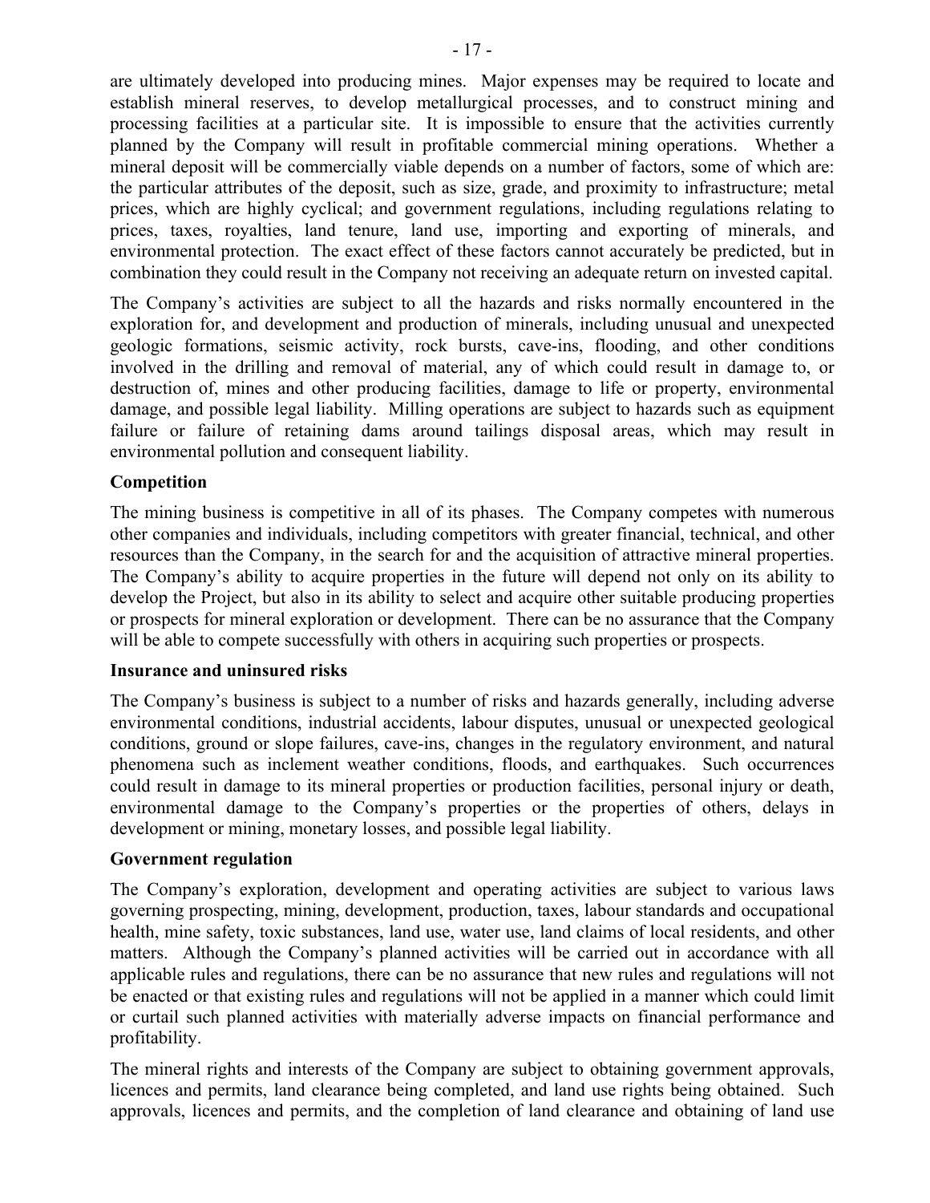are ultimately developed into producing mines. Major expenses may be required to locate and establish mineral reserves, to develop metallurgical processes, and to construct mining and processing facilities at a particular site. It is impossible to ensure that the activities currently planned by the Company will result in profitable commercial mining operations. Whether a mineral deposit will be commercially viable depends on a number of factors, some of which are: the particular attributes of the deposit, such as size, grade, and proximity to infrastructure; metal prices, which are highly cyclical; and government regulations, including regulations relating to prices, taxes, royalties, land tenure, land use, importing and exporting of minerals, and environmental protection. The exact effect of these factors cannot accurately be predicted, but in combination they could result in the Company not receiving an adequate return on invested capital.

The Company's activities are subject to all the hazards and risks normally encountered in the exploration for, and development and production of minerals, including unusual and unexpected geologic formations, seismic activity, rock bursts, cave-ins, flooding, and other conditions involved in the drilling and removal of material, any of which could result in damage to, or destruction of, mines and other producing facilities, damage to life or property, environmental damage, and possible legal liability. Milling operations are subject to hazards such as equipment failure or failure of retaining dams around tailings disposal areas, which may result in environmental pollution and consequent liability.

### Competition

The mining business is competitive in all of its phases. The Company competes with numerous other companies and individuals, including competitors with greater financial, technical, and other resources than the Company, in the search for and the acquisition of attractive mineral properties. The Company's ability to acquire properties in the future will depend not only on its ability to develop the Project, but also in its ability to select and acquire other suitable producing properties or prospects for mineral exploration or development. There can be no assurance that the Company will be able to compete successfully with others in acquiring such properties or prospects.

### Insurance and uninsured risks

The Company's business is subject to a number of risks and hazards generally, including adverse environmental conditions, industrial accidents, labour disputes, unusual or unexpected geological conditions, ground or slope failures, cave-ins, changes in the regulatory environment, and natural phenomena such as inclement weather conditions, floods, and earthquakes. Such occurrences could result in damage to its mineral properties or production facilities, personal injury or death, environmental damage to the Company's properties or the properties of others, delays in development or mining, monetary losses, and possible legal liability.

### Government regulation

The Company's exploration, development and operating activities are subject to various laws governing prospecting, mining, development, production, taxes, labour standards and occupational health, mine safety, toxic substances, land use, water use, land claims of local residents, and other matters. Although the Company's planned activities will be carried out in accordance with all applicable rules and regulations, there can be no assurance that new rules and regulations will not be enacted or that existing rules and regulations will not be applied in a manner which could limit or curtail such planned activities with materially adverse impacts on financial performance and profitability.

The mineral rights and interests of the Company are subject to obtaining government approvals, licences and permits, land clearance being completed, and land use rights being obtained. Such approvals, licences and permits, and the completion of land clearance and obtaining of land use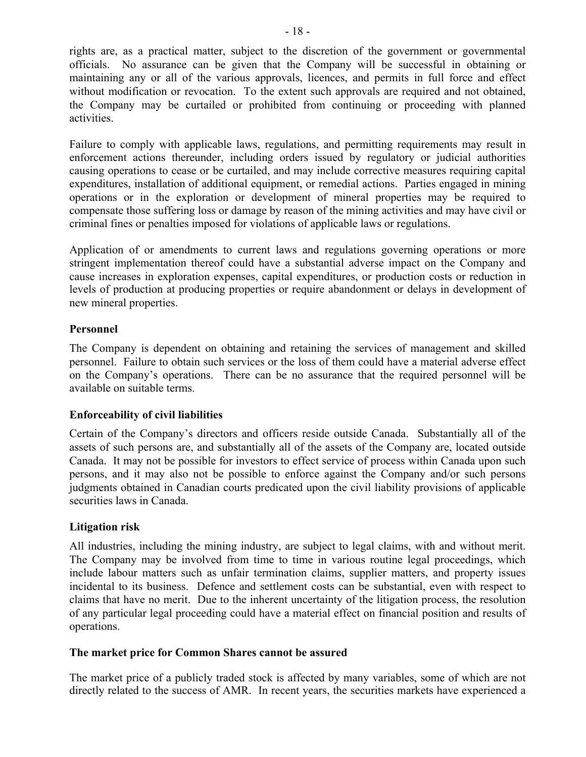rights are, as a practical matter, subject to the discretion of the government or governmental officials. No assurance can be given that the Company will be successful in obtaining or maintaining any or all of the various approvals, licences, and permits in full force and effect without modification or revocation. To the extent such approvals are required and not obtained, the Company may be curtailed or prohibited from continuing or proceeding with planned activities.

Failure to comply with applicable laws, regulations, and permitting requirements may result in enforcement actions thereunder, including orders issued by regulatory or judicial authorities causing operations to cease or be curtailed, and may include corrective measures requiring capital expenditures, installation of additional equipment, or remedial actions. Parties engaged in mining operations or in the exploration or development of mineral properties may be required to compensate those suffering loss or damage by reason of the mining activities and may have civil or criminal fines or penalties imposed for violations of applicable laws or regulations.

Application of or amendments to current laws and regulations governing operations or more stringent implementation thereof could have a substantial adverse impact on the Company and cause increases in exploration expenses, capital expenditures, or production costs or reduction in levels of production at producing properties or require abandonment or delays in development of new mineral properties.

**Personnel**

The Company is dependent on obtaining and retaining the services of management and skilled personnel. Failure to obtain such services or the loss of them could have a material adverse effect on the Company's operations. There can be no assurance that the required personnel will be available on suitable terms.

**Enforceability of civil liabilities**

Certain of the Company's directors and officers reside outside Canada. Substantially all of the assets of such persons are, and substantially all of the assets of the Company are, located outside Canada. It may not be possible for investors to effect service of process within Canada upon such persons, and it may also not be possible to enforce against the Company and/or such persons judgments obtained in Canadian courts predicated upon the civil liability provisions of applicable securities laws in Canada.

**Litigation risk**

All industries, including the mining industry, are subject to legal claims, with and without merit. The Company may be involved from time to time in various routine legal proceedings, which include labour matters such as unfair termination claims, supplier matters, and property issues incidental to its business. Defence and settlement costs can be substantial, even with respect to claims that have no merit. Due to the inherent uncertainty of the litigation process, the resolution of any particular legal proceeding could have a material effect on financial position and results of operations.

**The market price for Common Shares cannot be assured**

The market price of a publicly traded stock is affected by many variables, some of which are not directly related to the success of AMR. In recent years, the securities markets have experienced a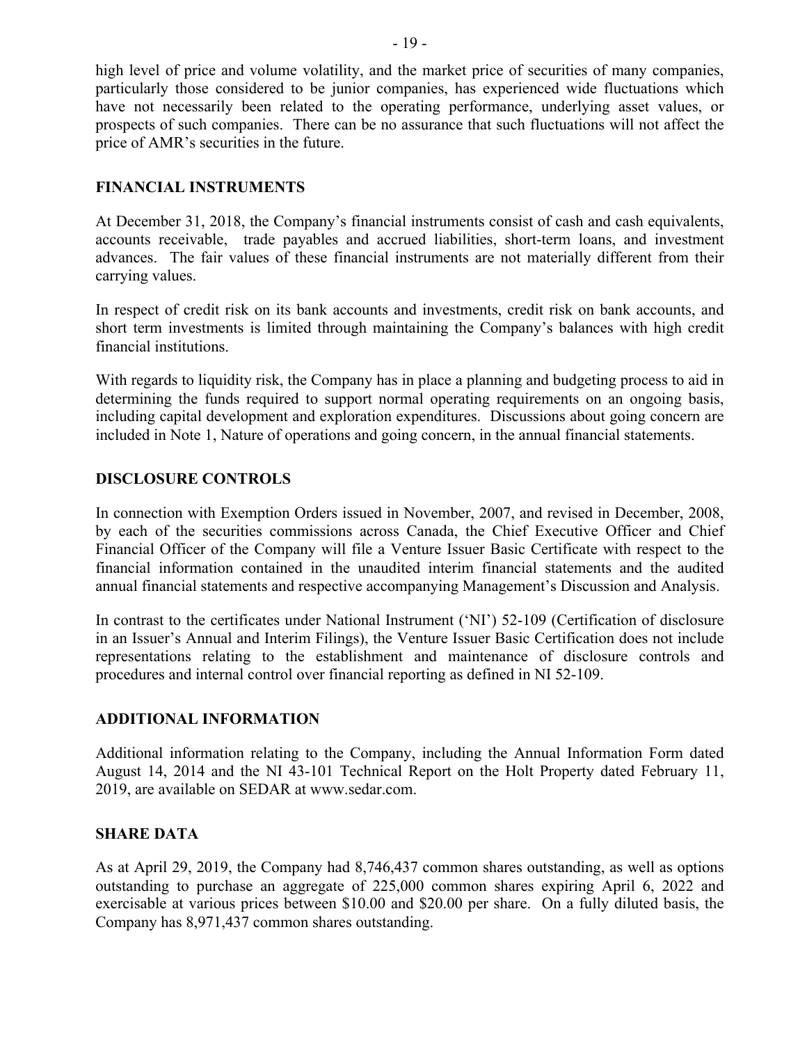high level of price and volume volatility, and the market price of securities of many companies, particularly those considered to be junior companies, has experienced wide fluctuations which have not necessarily been related to the operating performance, underlying asset values, or prospects of such companies. There can be no assurance that such fluctuations will not affect the price of AMR's securities in the future.

## FINANCIAL INSTRUMENTS

At December 31, 2018, the Company's financial instruments consist of cash and cash equivalents, accounts receivable, trade payables and accrued liabilities, short-term loans, and investment advances. The fair values of these financial instruments are not materially different from their carrying values.

In respect of credit risk on its bank accounts and investments, credit risk on bank accounts, and short term investments is limited through maintaining the Company's balances with high credit financial institutions.

With regards to liquidity risk, the Company has in place a planning and budgeting process to aid in determining the funds required to support normal operating requirements on an ongoing basis, including capital development and exploration expenditures. Discussions about going concern are included in Note 1, Nature of operations and going concern, in the annual financial statements.

## DISCLOSURE CONTROLS

In connection with Exemption Orders issued in November, 2007, and revised in December, 2008, by each of the securities commissions across Canada, the Chief Executive Officer and Chief Financial Officer of the Company will file a Venture Issuer Basic Certificate with respect to the financial information contained in the unaudited interim financial statements and the audited annual financial statements and respective accompanying Management's Discussion and Analysis.

In contrast to the certificates under National Instrument ('NI') 52-109 (Certification of disclosure in an Issuer's Annual and Interim Filings), the Venture Issuer Basic Certification does not include representations relating to the establishment and maintenance of disclosure controls and procedures and internal control over financial reporting as defined in NI 52-109.

## ADDITIONAL INFORMATION

Additional information relating to the Company, including the Annual Information Form dated August 14, 2014 and the NI 43-101 Technical Report on the Holt Property dated February 11, 2019, are available on SEDAR at www.sedar.com.

## SHARE DATA

As at April 29, 2019, the Company had 8,746,437 common shares outstanding, as well as options outstanding to purchase an aggregate of 225,000 common shares expiring April 6, 2022 and exercisable at various prices between $10.00 and $20.00 per share. On a fully diluted basis, the Company has 8,971,437 common shares outstanding.